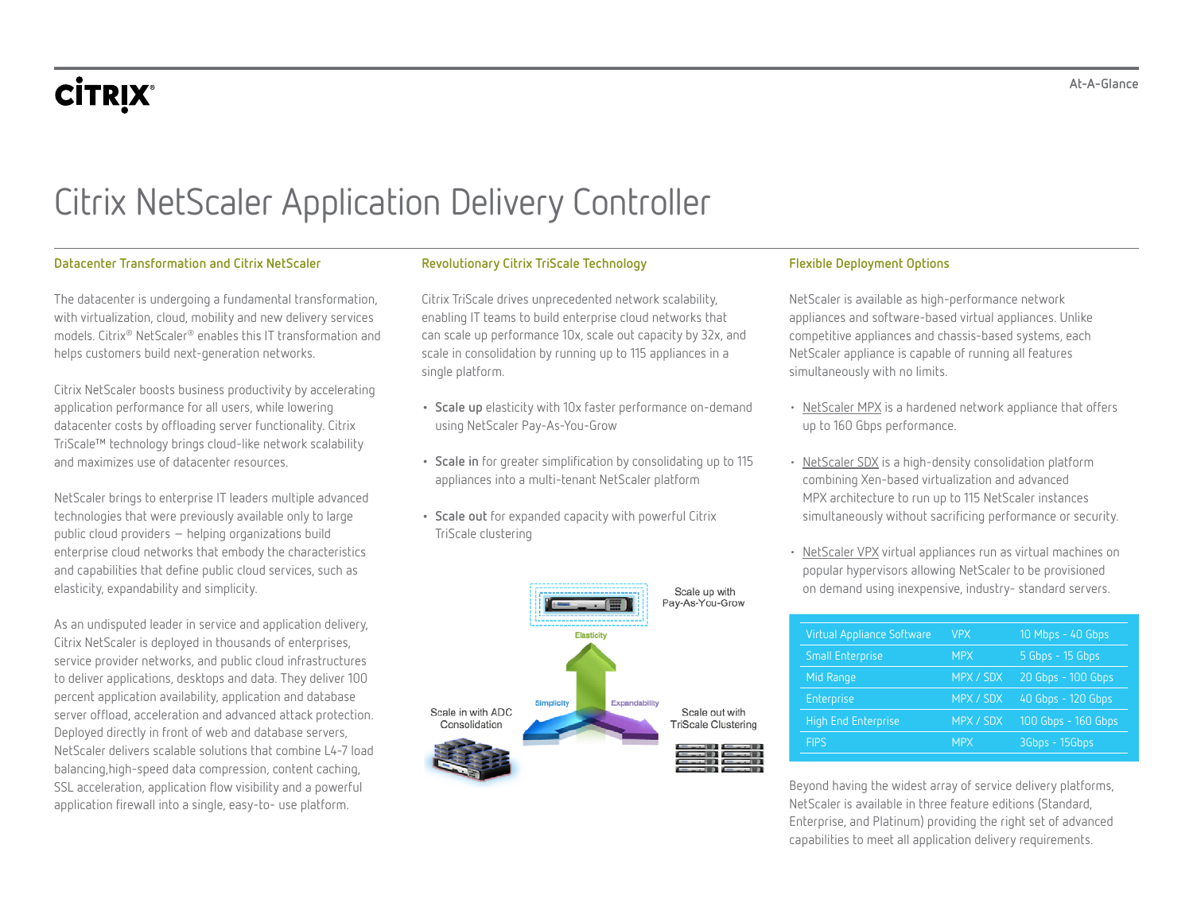# Citrix NetScaler Application Delivery Controller

## Datacenter Transformation and Citrix NetScaler

The datacenter is undergoing a fundamental transformation, with virtualization, cloud, mobility and new delivery services models. Citrix® NetScaler® enables this IT transformation and helps customers build next-generation networks.

Citrix NetScaler boosts business productivity by accelerating application performance for all users, while lowering datacenter costs by offloading server functionality. Citrix TriScale™ technology brings cloud-like network scalability and maximizes use of datacenter resources.

NetScaler brings to enterprise IT leaders multiple advanced technologies that were previously available only to large public cloud providers — helping organizations build enterprise cloud networks that embody the characteristics and capabilities that define public cloud services, such as elasticity, expandability and simplicity.

As an undisputed leader in service and application delivery, Citrix NetScaler is deployed in thousands of enterprises, service provider networks, and public cloud infrastructures to deliver applications, desktops and data. They deliver 100 percent application availability, application and database server offload, acceleration and advanced attack protection. Deployed directly in front of web and database servers, NetScaler delivers scalable solutions that combine L4-7 load balancing,high-speed data compression, content caching, SSL acceleration, application flow visibility and a powerful application firewall into a single, easy-to- use platform.

## Revolutionary Citrix TriScale Technology

Citrix TriScale drives unprecedented network scalability, enabling IT teams to build enterprise cloud networks that can scale up performance 10x, scale out capacity by 32x, and scale in consolidation by running up to 115 appliances in a single platform.

- **Scale up** elasticity with 10x faster performance on-demand using NetScaler Pay-As-You-Grow
- **Scale in** for greater simplification by consolidating up to 115 appliances into a multi-tenant NetScaler platform
- **Scale out** for expanded capacity with powerful Citrix TriScale clustering

Scale up with Pay-As-You-Grow

Elasticity

Simplicity

Expandability

Scale in with ADC Consolidation

Scale out with TriScale Clustering

## Flexible Deployment Options

NetScaler is available as high-performance network appliances and software-based virtual appliances. Unlike competitive appliances and chassis-based systems, each NetScaler appliance is capable of running all features simultaneously with no limits.

- NetScaler MPX is a hardened network appliance that offers up to 160 Gbps performance.
- NetScaler SDX is a high-density consolidation platform combining Xen-based virtualization and advanced MPX architecture to run up to 115 NetScaler instances simultaneously without sacrificing performance or security.
- NetScaler VPX virtual appliances run as virtual machines on popular hypervisors allowing NetScaler to be provisioned on demand using inexpensive, industry- standard servers.

| | | |
|---|---|---|
| Virtual Appliance Software | VPX | 10 Mbps - 40 Gbps |
| Small Enterprise | MPX | 5 Gbps - 15 Gbps |
| Mid Range | MPX / SDX | 20 Gbps - 100 Gbps |
| Enterprise | MPX / SDX | 40 Gbps - 120 Gbps |
| High End Enterprise | MPX / SDX | 100 Gbps - 160 Gbps |
| FIPS | MPX | 3Gbps - 15Gbps |

Beyond having the widest array of service delivery platforms, NetScaler is available in three feature editions (Standard, Enterprise, and Platinum) providing the right set of advanced capabilities to meet all application delivery requirements.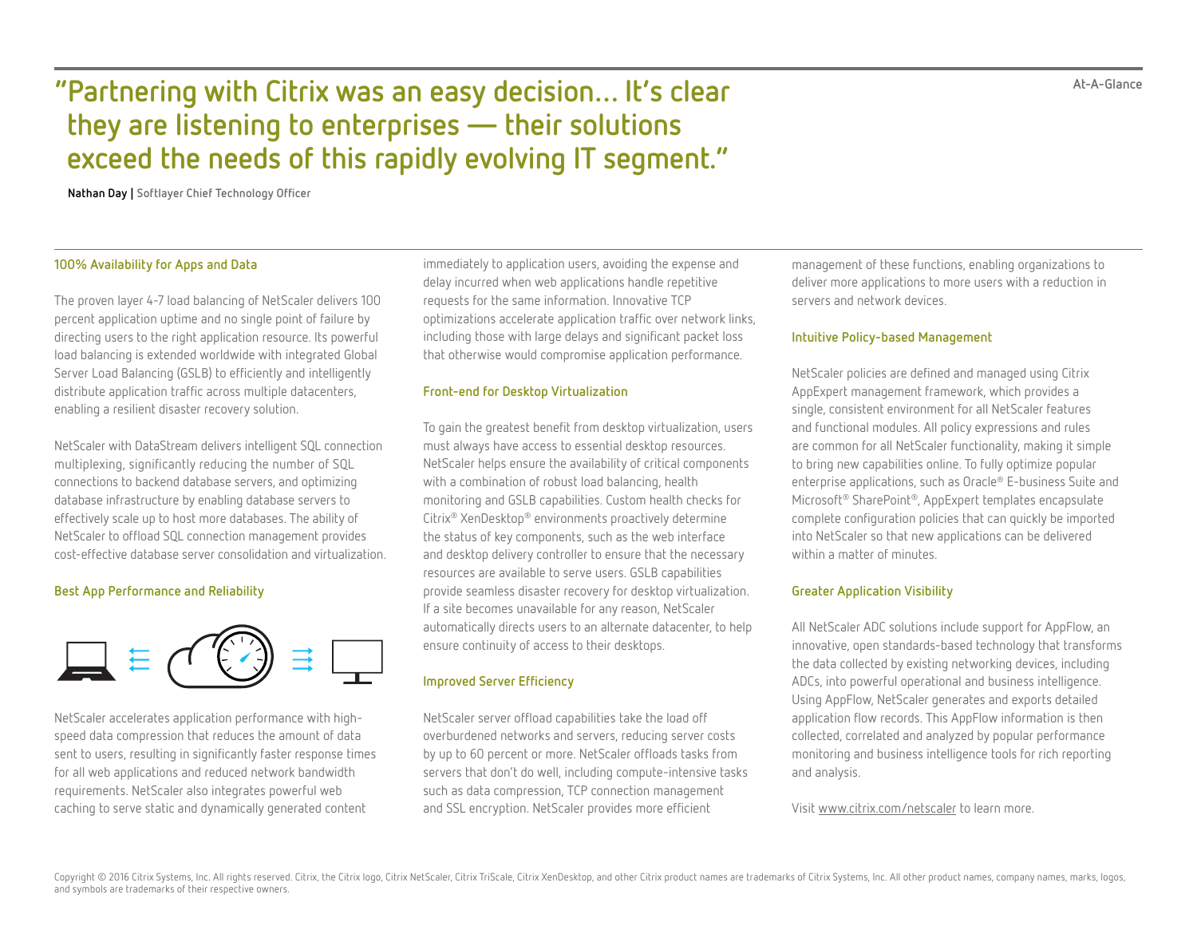# "Partnering with Citrix was an easy decision... It's clear they are listening to enterprises — their solutions exceed the needs of this rapidly evolving IT segment."

**Nathan Day |** Softlayer Chief Technology Officer

### 100% Availability for Apps and Data

The proven layer 4-7 load balancing of NetScaler delivers 100 percent application uptime and no single point of failure by directing users to the right application resource. Its powerful load balancing is extended worldwide with integrated Global Server Load Balancing (GSLB) to efficiently and intelligently distribute application traffic across multiple datacenters, enabling a resilient disaster recovery solution.

NetScaler with DataStream delivers intelligent SQL connection multiplexing, significantly reducing the number of SQL connections to backend database servers, and optimizing database infrastructure by enabling database servers to effectively scale up to host more databases. The ability of NetScaler to offload SQL connection management provides cost-effective database server consolidation and virtualization.

### Best App Performance and Reliability

NetScaler accelerates application performance with high-speed data compression that reduces the amount of data sent to users, resulting in significantly faster response times for all web applications and reduced network bandwidth requirements. NetScaler also integrates powerful web caching to serve static and dynamically generated content immediately to application users, avoiding the expense and delay incurred when web applications handle repetitive requests for the same information. Innovative TCP optimizations accelerate application traffic over network links, including those with large delays and significant packet loss that otherwise would compromise application performance.

### Front-end for Desktop Virtualization

To gain the greatest benefit from desktop virtualization, users must always have access to essential desktop resources. NetScaler helps ensure the availability of critical components with a combination of robust load balancing, health monitoring and GSLB capabilities. Custom health checks for Citrix® XenDesktop® environments proactively determine the status of key components, such as the web interface and desktop delivery controller to ensure that the necessary resources are available to serve users. GSLB capabilities provide seamless disaster recovery for desktop virtualization. If a site becomes unavailable for any reason, NetScaler automatically directs users to an alternate datacenter, to help ensure continuity of access to their desktops.

### Improved Server Efficiency

NetScaler server offload capabilities take the load off overburdened networks and servers, reducing server costs by up to 60 percent or more. NetScaler offloads tasks from servers that don't do well, including compute-intensive tasks such as data compression, TCP connection management and SSL encryption. NetScaler provides more efficient management of these functions, enabling organizations to deliver more applications to more users with a reduction in servers and network devices.

### Intuitive Policy-based Management

NetScaler policies are defined and managed using Citrix AppExpert management framework, which provides a single, consistent environment for all NetScaler features and functional modules. All policy expressions and rules are common for all NetScaler functionality, making it simple to bring new capabilities online. To fully optimize popular enterprise applications, such as Oracle® E-business Suite and Microsoft® SharePoint®, AppExpert templates encapsulate complete configuration policies that can quickly be imported into NetScaler so that new applications can be delivered within a matter of minutes.

### Greater Application Visibility

All NetScaler ADC solutions include support for AppFlow, an innovative, open standards-based technology that transforms the data collected by existing networking devices, including ADCs, into powerful operational and business intelligence. Using AppFlow, NetScaler generates and exports detailed application flow records. This AppFlow information is then collected, correlated and analyzed by popular performance monitoring and business intelligence tools for rich reporting and analysis.

Visit www.citrix.com/netscaler to learn more.

Copyright © 2016 Citrix Systems, Inc. All rights reserved. Citrix, the Citrix logo, Citrix NetScaler, Citrix TriScale, Citrix XenDesktop, and other Citrix product names are trademarks of Citrix Systems, Inc. All other product names, company names, marks, logos, and symbols are trademarks of their respective owners.